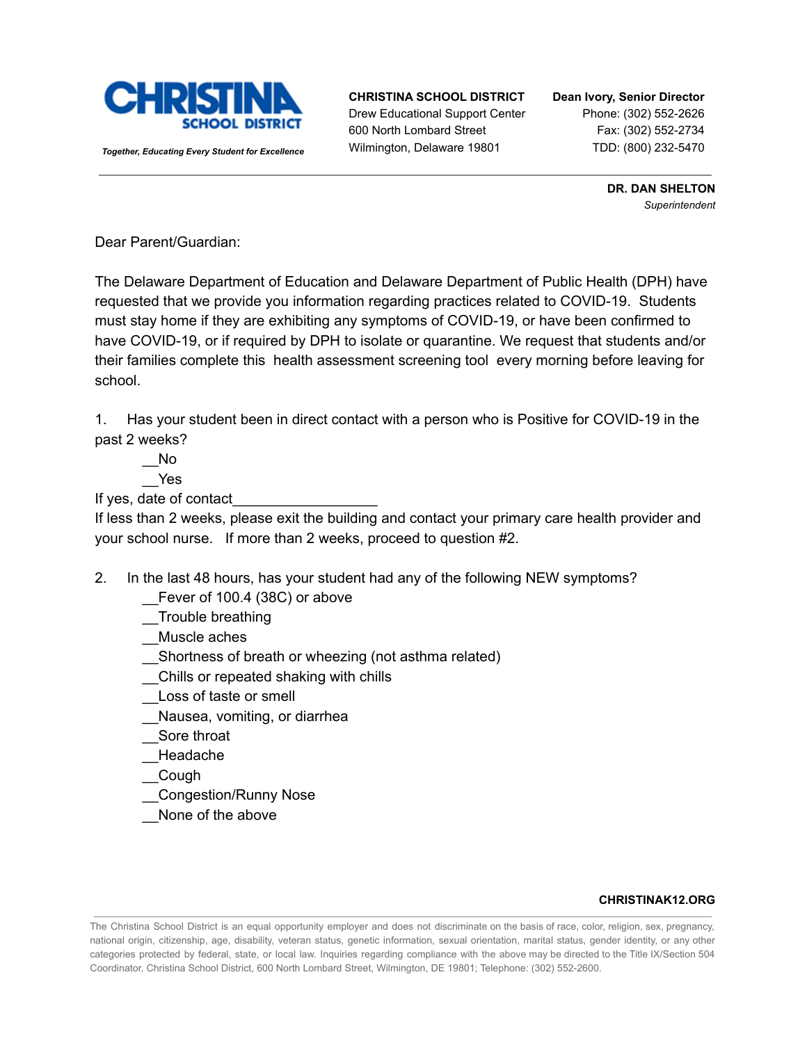**CHRISTINA SCHOOL DISTRICT**

*Together, Educating Every Student for Excellence*

**CHRISTINA SCHOOL DISTRICT**
Drew Educational Support Center
600 North Lombard Street
Wilmington, Delaware 19801

**Dean Ivory, Senior Director**
Phone: (302) 552-2626
Fax: (302) 552-2734
TDD: (800) 232-5470

**DR. DAN SHELTON**
*Superintendent*

Dear Parent/Guardian:

The Delaware Department of Education and Delaware Department of Public Health (DPH) have requested that we provide you information regarding practices related to COVID-19. Students must stay home if they are exhibiting any symptoms of COVID-19, or have been confirmed to have COVID-19, or if required by DPH to isolate or quarantine. We request that students and/or their families complete this health assessment screening tool every morning before leaving for school.

1. Has your student been in direct contact with a person who is Positive for COVID-19 in the past 2 weeks?

   __No
   __Yes

If yes, date of contact__________________

If less than 2 weeks, please exit the building and contact your primary care health provider and your school nurse. If more than 2 weeks, proceed to question #2.

2. In the last 48 hours, has your student had any of the following NEW symptoms?

   __Fever of 100.4 (38C) or above
   __Trouble breathing
   __Muscle aches
   __Shortness of breath or wheezing (not asthma related)
   __Chills or repeated shaking with chills
   __Loss of taste or smell
   __Nausea, vomiting, or diarrhea
   __Sore throat
   __Headache
   __Cough
   __Congestion/Runny Nose
   __None of the above

**CHRISTINAK12.ORG**

The Christina School District is an equal opportunity employer and does not discriminate on the basis of race, color, religion, sex, pregnancy, national origin, citizenship, age, disability, veteran status, genetic information, sexual orientation, marital status, gender identity, or any other categories protected by federal, state, or local law. Inquiries regarding compliance with the above may be directed to the Title IX/Section 504 Coordinator, Christina School District, 600 North Lombard Street, Wilmington, DE 19801; Telephone: (302) 552-2600.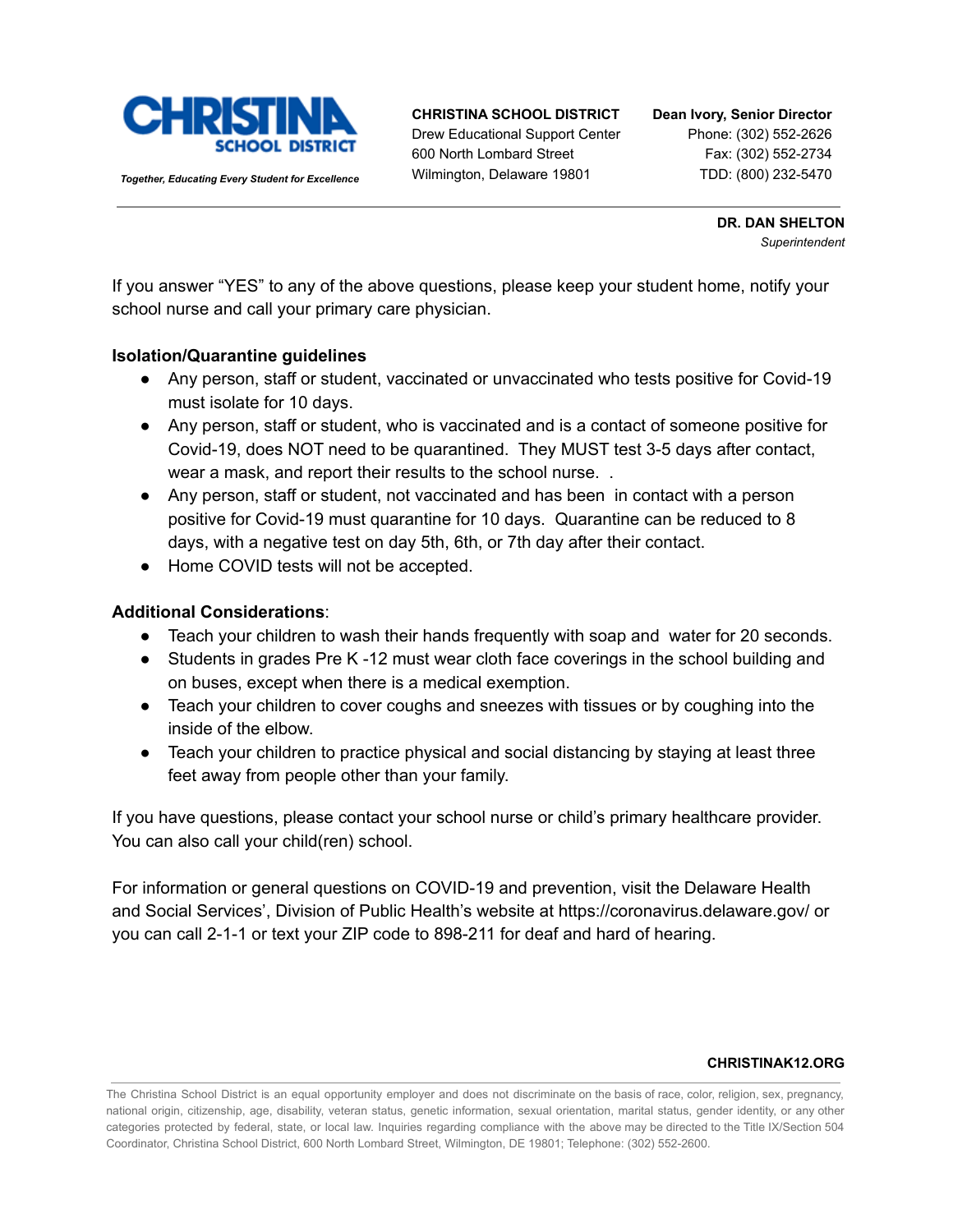If you answer "YES" to any of the above questions, please keep your student home, notify your school nurse and call your primary care physician.

**Isolation/Quarantine guidelines**

- Any person, staff or student, vaccinated or unvaccinated who tests positive for Covid-19 must isolate for 10 days.
- Any person, staff or student, who is vaccinated and is a contact of someone positive for Covid-19, does NOT need to be quarantined. They MUST test 3-5 days after contact, wear a mask, and report their results to the school nurse. .
- Any person, staff or student, not vaccinated and has been in contact with a person positive for Covid-19 must quarantine for 10 days. Quarantine can be reduced to 8 days, with a negative test on day 5th, 6th, or 7th day after their contact.
- Home COVID tests will not be accepted.

**Additional Considerations**:

- Teach your children to wash their hands frequently with soap and water for 20 seconds.
- Students in grades Pre K -12 must wear cloth face coverings in the school building and on buses, except when there is a medical exemption.
- Teach your children to cover coughs and sneezes with tissues or by coughing into the inside of the elbow.
- Teach your children to practice physical and social distancing by staying at least three feet away from people other than your family.

If you have questions, please contact your school nurse or child's primary healthcare provider. You can also call your child(ren) school.

For information or general questions on COVID-19 and prevention, visit the Delaware Health and Social Services', Division of Public Health's website at https://coronavirus.delaware.gov/ or you can call 2-1-1 or text your ZIP code to 898-211 for deaf and hard of hearing.